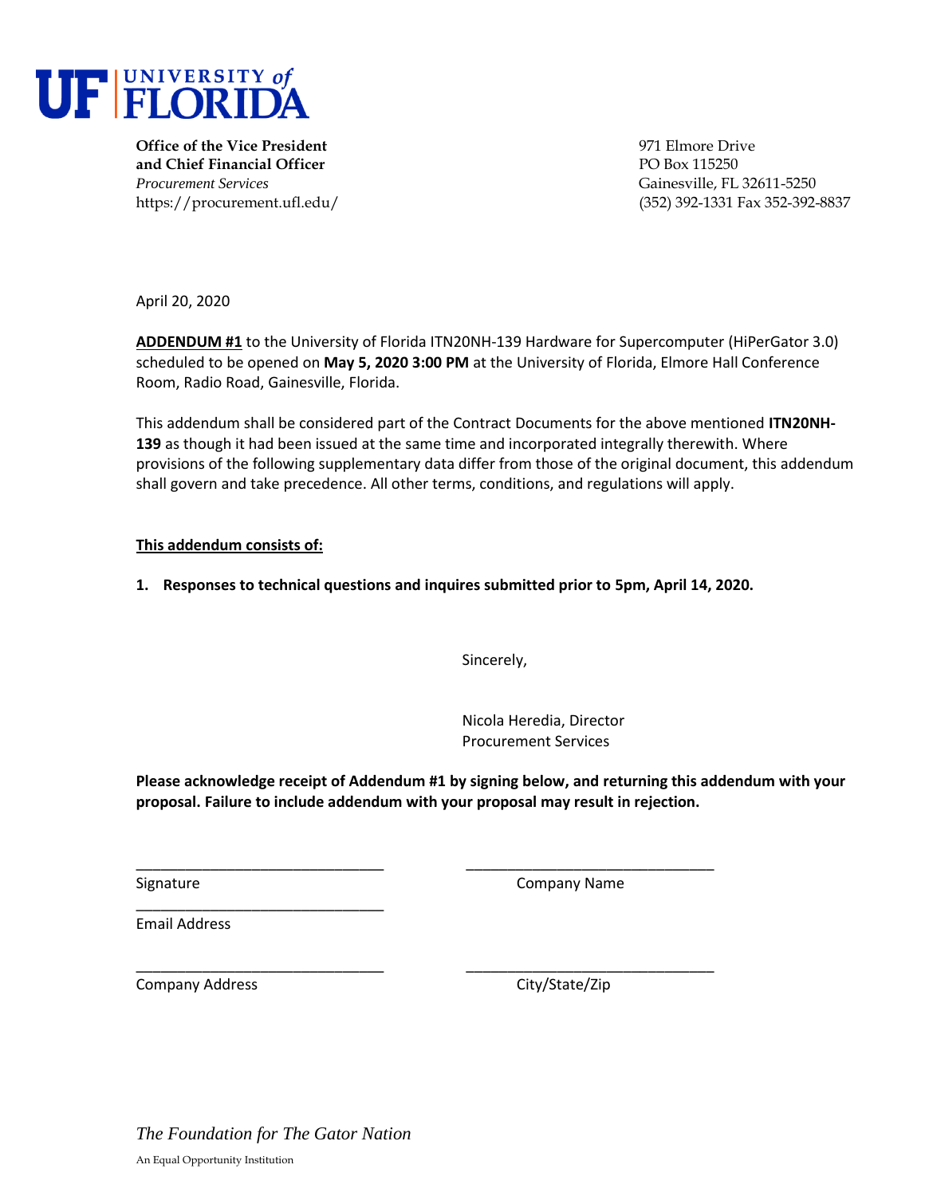**UF | UNIVERSITY of FLORIDA**

**Office of the Vice President**
**and Chief Financial Officer**
*Procurement Services*
https://procurement.ufl.edu/

971 Elmore Drive
PO Box 115250
Gainesville, FL 32611-5250
(352) 392-1331 Fax 352-392-8837

April 20, 2020

**ADDENDUM #1** to the University of Florida ITN20NH-139 Hardware for Supercomputer (HiPerGator 3.0) scheduled to be opened on **May 5, 2020 3:00 PM** at the University of Florida, Elmore Hall Conference Room, Radio Road, Gainesville, Florida.

This addendum shall be considered part of the Contract Documents for the above mentioned **ITN20NH-139** as though it had been issued at the same time and incorporated integrally therewith. Where provisions of the following supplementary data differ from those of the original document, this addendum shall govern and take precedence. All other terms, conditions, and regulations will apply.

**This addendum consists of:**

1. **Responses to technical questions and inquires submitted prior to 5pm, April 14, 2020.**

Sincerely,

Nicola Heredia, Director
Procurement Services

**Please acknowledge receipt of Addendum #1 by signing below, and returning this addendum with your proposal. Failure to include addendum with your proposal may result in rejection.**

______________________________ ______________________________
Signature Company Name

______________________________
Email Address

______________________________ ______________________________
Company Address City/State/Zip

*The Foundation for The Gator Nation*

An Equal Opportunity Institution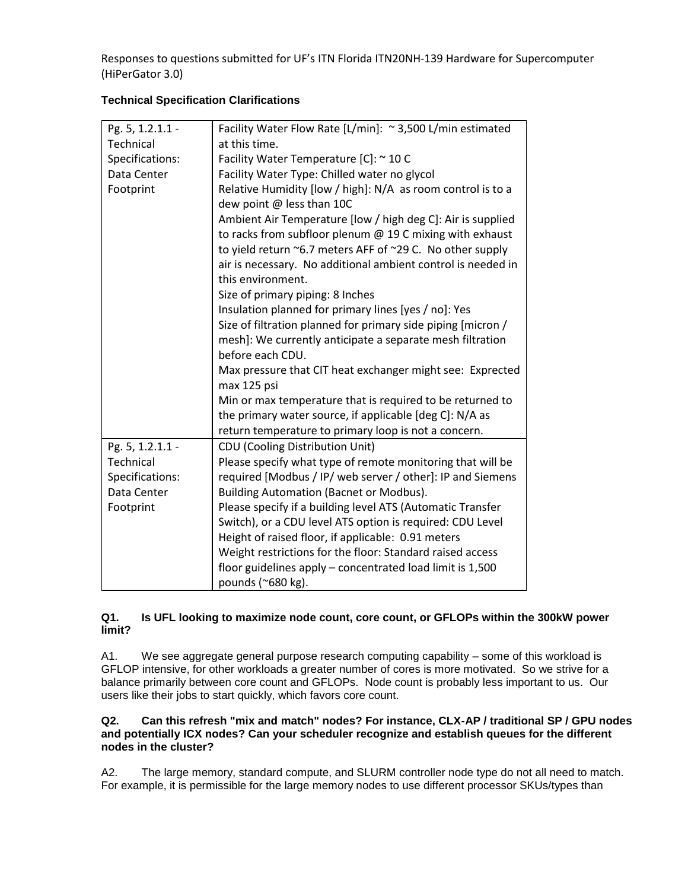Responses to questions submitted for UF's ITN Florida ITN20NH-139 Hardware for Supercomputer (HiPerGator 3.0)

**Technical Specification Clarifications**

| Pg. 5, 1.2.1.1 - Technical Specifications: Data Center Footprint | Facility Water Flow Rate [L/min]: ~ 3,500 L/min estimated at this time.<br>Facility Water Temperature [C]: ~ 10 C<br>Facility Water Type: Chilled water no glycol<br>Relative Humidity [low / high]: N/A as room control is to a dew point @ less than 10C<br>Ambient Air Temperature [low / high deg C]: Air is supplied to racks from subfloor plenum @ 19 C mixing with exhaust to yield return ~6.7 meters AFF of ~29 C. No other supply air is necessary. No additional ambient control is needed in this environment.<br>Size of primary piping: 8 Inches<br>Insulation planned for primary lines [yes / no]: Yes<br>Size of filtration planned for primary side piping [micron / mesh]: We currently anticipate a separate mesh filtration before each CDU.<br>Max pressure that CIT heat exchanger might see: Exprected max 125 psi<br>Min or max temperature that is required to be returned to the primary water source, if applicable [deg C]: N/A as return temperature to primary loop is not a concern. |
|---|---|
| Pg. 5, 1.2.1.1 - Technical Specifications: Data Center Footprint | CDU (Cooling Distribution Unit)<br>Please specify what type of remote monitoring that will be required [Modbus / IP/ web server / other]: IP and Siemens Building Automation (Bacnet or Modbus).<br>Please specify if a building level ATS (Automatic Transfer Switch), or a CDU level ATS option is required: CDU Level<br>Height of raised floor, if applicable: 0.91 meters<br>Weight restrictions for the floor: Standard raised access floor guidelines apply – concentrated load limit is 1,500 pounds (~680 kg). |

**Q1. Is UFL looking to maximize node count, core count, or GFLOPs within the 300kW power limit?**

A1. We see aggregate general purpose research computing capability – some of this workload is GFLOP intensive, for other workloads a greater number of cores is more motivated. So we strive for a balance primarily between core count and GFLOPs. Node count is probably less important to us. Our users like their jobs to start quickly, which favors core count.

**Q2. Can this refresh "mix and match" nodes? For instance, CLX-AP / traditional SP / GPU nodes and potentially ICX nodes? Can your scheduler recognize and establish queues for the different nodes in the cluster?**

A2. The large memory, standard compute, and SLURM controller node type do not all need to match. For example, it is permissible for the large memory nodes to use different processor SKUs/types than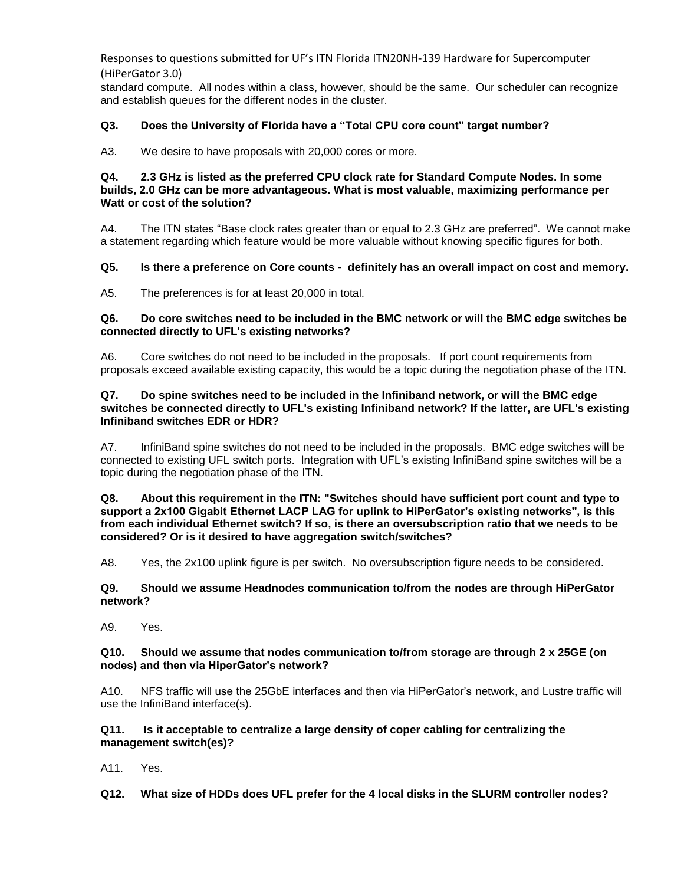standard compute. All nodes within a class, however, should be the same. Our scheduler can recognize and establish queues for the different nodes in the cluster.

**Q3. Does the University of Florida have a "Total CPU core count" target number?**

A3. We desire to have proposals with 20,000 cores or more.

**Q4. 2.3 GHz is listed as the preferred CPU clock rate for Standard Compute Nodes. In some builds, 2.0 GHz can be more advantageous. What is most valuable, maximizing performance per Watt or cost of the solution?**

A4. The ITN states "Base clock rates greater than or equal to 2.3 GHz are preferred". We cannot make a statement regarding which feature would be more valuable without knowing specific figures for both.

**Q5. Is there a preference on Core counts - definitely has an overall impact on cost and memory.**

A5. The preferences is for at least 20,000 in total.

**Q6. Do core switches need to be included in the BMC network or will the BMC edge switches be connected directly to UFL's existing networks?**

A6. Core switches do not need to be included in the proposals. If port count requirements from proposals exceed available existing capacity, this would be a topic during the negotiation phase of the ITN.

**Q7. Do spine switches need to be included in the Infiniband network, or will the BMC edge switches be connected directly to UFL's existing Infiniband network? If the latter, are UFL's existing Infiniband switches EDR or HDR?**

A7. InfiniBand spine switches do not need to be included in the proposals. BMC edge switches will be connected to existing UFL switch ports. Integration with UFL's existing InfiniBand spine switches will be a topic during the negotiation phase of the ITN.

**Q8. About this requirement in the ITN: "Switches should have sufficient port count and type to support a 2x100 Gigabit Ethernet LACP LAG for uplink to HiPerGator's existing networks", is this from each individual Ethernet switch? If so, is there an oversubscription ratio that we needs to be considered? Or is it desired to have aggregation switch/switches?**

A8. Yes, the 2x100 uplink figure is per switch. No oversubscription figure needs to be considered.

**Q9. Should we assume Headnodes communication to/from the nodes are through HiPerGator network?**

A9. Yes.

**Q10. Should we assume that nodes communication to/from storage are through 2 x 25GE (on nodes) and then via HiperGator's network?**

A10. NFS traffic will use the 25GbE interfaces and then via HiPerGator's network, and Lustre traffic will use the InfiniBand interface(s).

**Q11. Is it acceptable to centralize a large density of coper cabling for centralizing the management switch(es)?**

A11. Yes.

**Q12. What size of HDDs does UFL prefer for the 4 local disks in the SLURM controller nodes?**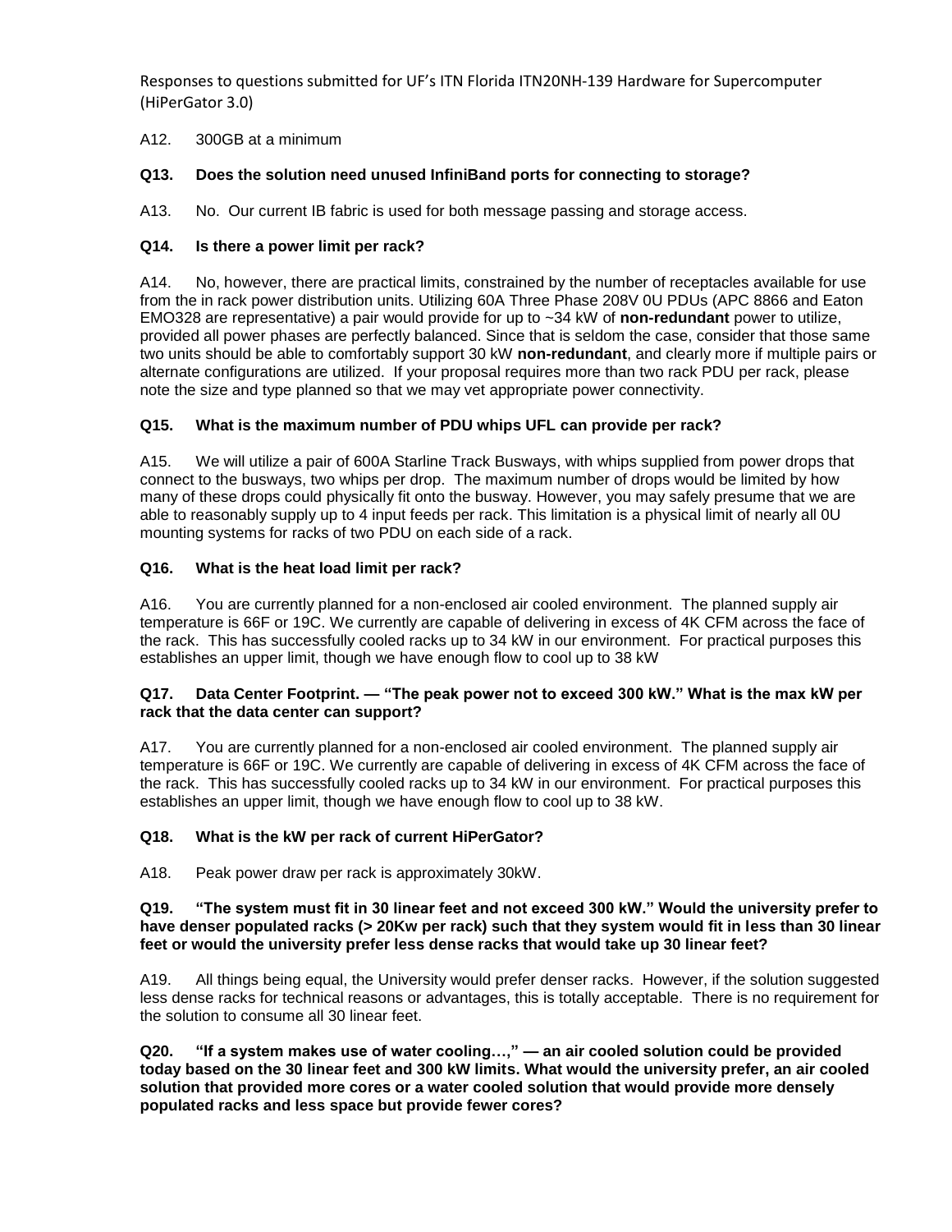A12. 300GB at a minimum

**Q13. Does the solution need unused InfiniBand ports for connecting to storage?**

A13. No. Our current IB fabric is used for both message passing and storage access.

**Q14. Is there a power limit per rack?**

A14. No, however, there are practical limits, constrained by the number of receptacles available for use from the in rack power distribution units. Utilizing 60A Three Phase 208V 0U PDUs (APC 8866 and Eaton EMO328 are representative) a pair would provide for up to ~34 kW of **non-redundant** power to utilize, provided all power phases are perfectly balanced. Since that is seldom the case, consider that those same two units should be able to comfortably support 30 kW **non-redundant**, and clearly more if multiple pairs or alternate configurations are utilized. If your proposal requires more than two rack PDU per rack, please note the size and type planned so that we may vet appropriate power connectivity.

**Q15. What is the maximum number of PDU whips UFL can provide per rack?**

A15. We will utilize a pair of 600A Starline Track Busways, with whips supplied from power drops that connect to the busways, two whips per drop. The maximum number of drops would be limited by how many of these drops could physically fit onto the busway. However, you may safely presume that we are able to reasonably supply up to 4 input feeds per rack. This limitation is a physical limit of nearly all 0U mounting systems for racks of two PDU on each side of a rack.

**Q16. What is the heat load limit per rack?**

A16. You are currently planned for a non-enclosed air cooled environment. The planned supply air temperature is 66F or 19C. We currently are capable of delivering in excess of 4K CFM across the face of the rack. This has successfully cooled racks up to 34 kW in our environment. For practical purposes this establishes an upper limit, though we have enough flow to cool up to 38 kW

**Q17. Data Center Footprint. — "The peak power not to exceed 300 kW." What is the max kW per rack that the data center can support?**

A17. You are currently planned for a non-enclosed air cooled environment. The planned supply air temperature is 66F or 19C. We currently are capable of delivering in excess of 4K CFM across the face of the rack. This has successfully cooled racks up to 34 kW in our environment. For practical purposes this establishes an upper limit, though we have enough flow to cool up to 38 kW.

**Q18. What is the kW per rack of current HiPerGator?**

A18. Peak power draw per rack is approximately 30kW.

**Q19. "The system must fit in 30 linear feet and not exceed 300 kW." Would the university prefer to have denser populated racks (> 20Kw per rack) such that they system would fit in less than 30 linear feet or would the university prefer less dense racks that would take up 30 linear feet?**

A19. All things being equal, the University would prefer denser racks. However, if the solution suggested less dense racks for technical reasons or advantages, this is totally acceptable. There is no requirement for the solution to consume all 30 linear feet.

**Q20. "If a system makes use of water cooling…," — an air cooled solution could be provided today based on the 30 linear feet and 300 kW limits. What would the university prefer, an air cooled solution that provided more cores or a water cooled solution that would provide more densely populated racks and less space but provide fewer cores?**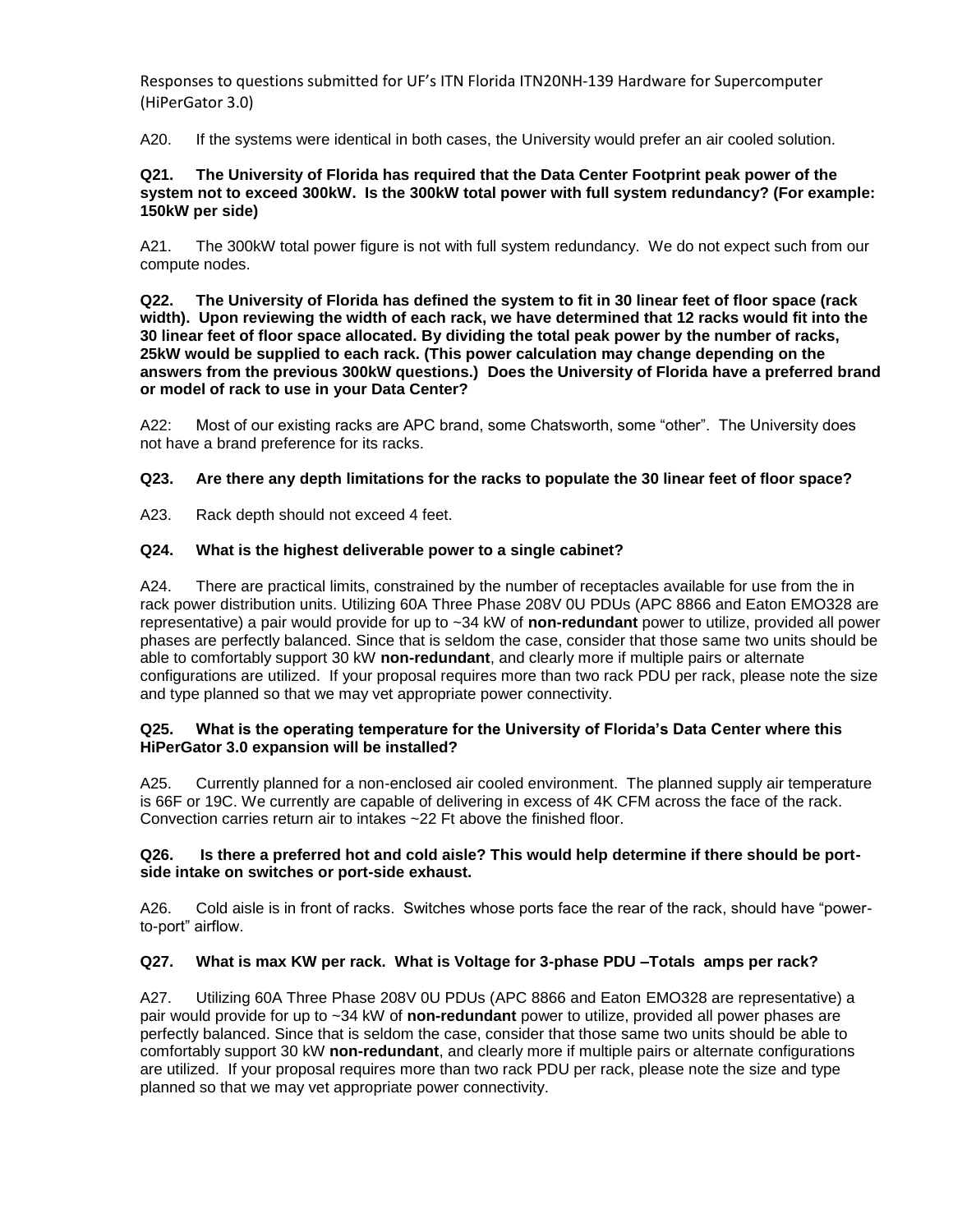A20. If the systems were identical in both cases, the University would prefer an air cooled solution.

**Q21. The University of Florida has required that the Data Center Footprint peak power of the system not to exceed 300kW. Is the 300kW total power with full system redundancy? (For example: 150kW per side)**

A21. The 300kW total power figure is not with full system redundancy. We do not expect such from our compute nodes.

**Q22. The University of Florida has defined the system to fit in 30 linear feet of floor space (rack width). Upon reviewing the width of each rack, we have determined that 12 racks would fit into the 30 linear feet of floor space allocated. By dividing the total peak power by the number of racks, 25kW would be supplied to each rack. (This power calculation may change depending on the answers from the previous 300kW questions.) Does the University of Florida have a preferred brand or model of rack to use in your Data Center?**

A22: Most of our existing racks are APC brand, some Chatsworth, some "other". The University does not have a brand preference for its racks.

**Q23. Are there any depth limitations for the racks to populate the 30 linear feet of floor space?**

A23. Rack depth should not exceed 4 feet.

**Q24. What is the highest deliverable power to a single cabinet?**

A24. There are practical limits, constrained by the number of receptacles available for use from the in rack power distribution units. Utilizing 60A Three Phase 208V 0U PDUs (APC 8866 and Eaton EMO328 are representative) a pair would provide for up to ~34 kW of **non-redundant** power to utilize, provided all power phases are perfectly balanced. Since that is seldom the case, consider that those same two units should be able to comfortably support 30 kW **non-redundant**, and clearly more if multiple pairs or alternate configurations are utilized. If your proposal requires more than two rack PDU per rack, please note the size and type planned so that we may vet appropriate power connectivity.

**Q25. What is the operating temperature for the University of Florida's Data Center where this HiPerGator 3.0 expansion will be installed?**

A25. Currently planned for a non-enclosed air cooled environment. The planned supply air temperature is 66F or 19C. We currently are capable of delivering in excess of 4K CFM across the face of the rack. Convection carries return air to intakes ~22 Ft above the finished floor.

**Q26. Is there a preferred hot and cold aisle? This would help determine if there should be port-side intake on switches or port-side exhaust.**

A26. Cold aisle is in front of racks. Switches whose ports face the rear of the rack, should have "power-to-port" airflow.

**Q27. What is max KW per rack. What is Voltage for 3-phase PDU –Totals amps per rack?**

A27. Utilizing 60A Three Phase 208V 0U PDUs (APC 8866 and Eaton EMO328 are representative) a pair would provide for up to ~34 kW of **non-redundant** power to utilize, provided all power phases are perfectly balanced. Since that is seldom the case, consider that those same two units should be able to comfortably support 30 kW **non-redundant**, and clearly more if multiple pairs or alternate configurations are utilized. If your proposal requires more than two rack PDU per rack, please note the size and type planned so that we may vet appropriate power connectivity.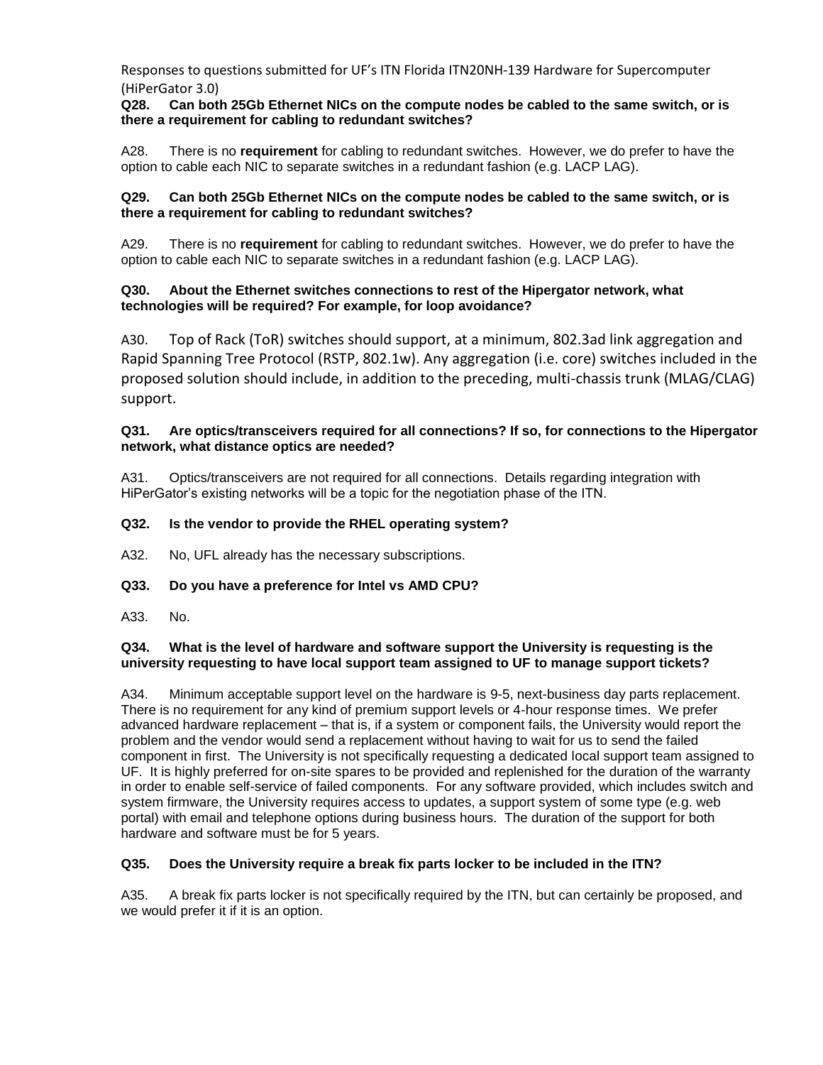**Q28. Can both 25Gb Ethernet NICs on the compute nodes be cabled to the same switch, or is there a requirement for cabling to redundant switches?**

A28. There is no **requirement** for cabling to redundant switches. However, we do prefer to have the option to cable each NIC to separate switches in a redundant fashion (e.g. LACP LAG).

**Q29. Can both 25Gb Ethernet NICs on the compute nodes be cabled to the same switch, or is there a requirement for cabling to redundant switches?**

A29. There is no **requirement** for cabling to redundant switches. However, we do prefer to have the option to cable each NIC to separate switches in a redundant fashion (e.g. LACP LAG).

**Q30. About the Ethernet switches connections to rest of the Hipergator network, what technologies will be required? For example, for loop avoidance?**

A30. Top of Rack (ToR) switches should support, at a minimum, 802.3ad link aggregation and Rapid Spanning Tree Protocol (RSTP, 802.1w). Any aggregation (i.e. core) switches included in the proposed solution should include, in addition to the preceding, multi-chassis trunk (MLAG/CLAG) support.

**Q31. Are optics/transceivers required for all connections? If so, for connections to the Hipergator network, what distance optics are needed?**

A31. Optics/transceivers are not required for all connections. Details regarding integration with HiPerGator's existing networks will be a topic for the negotiation phase of the ITN.

**Q32. Is the vendor to provide the RHEL operating system?**

A32. No, UFL already has the necessary subscriptions.

**Q33. Do you have a preference for Intel vs AMD CPU?**

A33. No.

**Q34. What is the level of hardware and software support the University is requesting is the university requesting to have local support team assigned to UF to manage support tickets?**

A34. Minimum acceptable support level on the hardware is 9-5, next-business day parts replacement. There is no requirement for any kind of premium support levels or 4-hour response times. We prefer advanced hardware replacement – that is, if a system or component fails, the University would report the problem and the vendor would send a replacement without having to wait for us to send the failed component in first. The University is not specifically requesting a dedicated local support team assigned to UF. It is highly preferred for on-site spares to be provided and replenished for the duration of the warranty in order to enable self-service of failed components. For any software provided, which includes switch and system firmware, the University requires access to updates, a support system of some type (e.g. web portal) with email and telephone options during business hours. The duration of the support for both hardware and software must be for 5 years.

**Q35. Does the University require a break fix parts locker to be included in the ITN?**

A35. A break fix parts locker is not specifically required by the ITN, but can certainly be proposed, and we would prefer it if it is an option.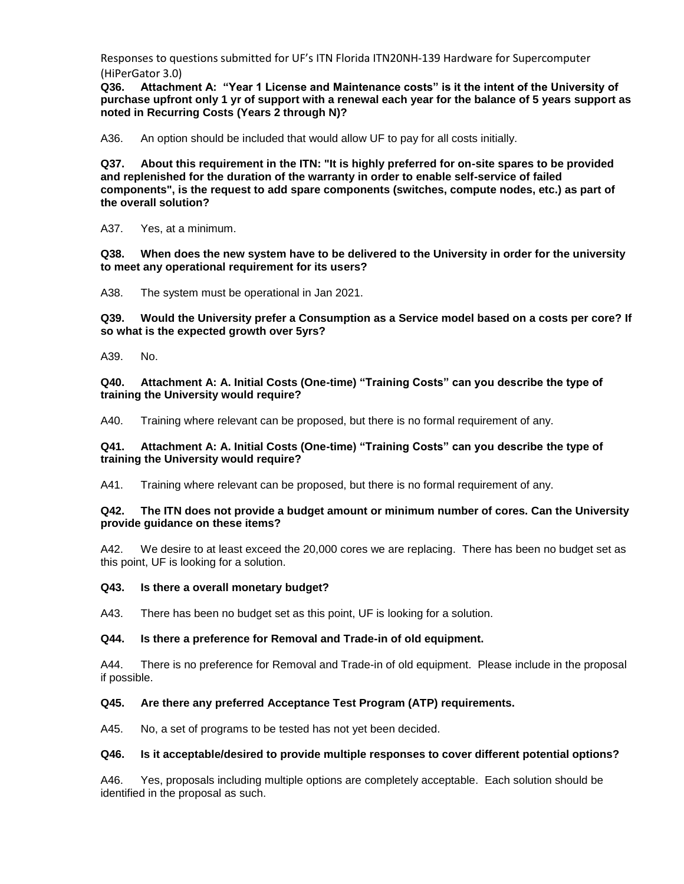**Q36. Attachment A: "Year 1 License and Maintenance costs" is it the intent of the University of purchase upfront only 1 yr of support with a renewal each year for the balance of 5 years support as noted in Recurring Costs (Years 2 through N)?**

A36. An option should be included that would allow UF to pay for all costs initially.

**Q37. About this requirement in the ITN: "It is highly preferred for on-site spares to be provided and replenished for the duration of the warranty in order to enable self-service of failed components", is the request to add spare components (switches, compute nodes, etc.) as part of the overall solution?**

A37. Yes, at a minimum.

**Q38. When does the new system have to be delivered to the University in order for the university to meet any operational requirement for its users?**

A38. The system must be operational in Jan 2021.

**Q39. Would the University prefer a Consumption as a Service model based on a costs per core? If so what is the expected growth over 5yrs?**

A39. No.

**Q40. Attachment A: A. Initial Costs (One-time) "Training Costs" can you describe the type of training the University would require?**

A40. Training where relevant can be proposed, but there is no formal requirement of any.

**Q41. Attachment A: A. Initial Costs (One-time) "Training Costs" can you describe the type of training the University would require?**

A41. Training where relevant can be proposed, but there is no formal requirement of any.

**Q42. The ITN does not provide a budget amount or minimum number of cores. Can the University provide guidance on these items?**

A42. We desire to at least exceed the 20,000 cores we are replacing. There has been no budget set as this point, UF is looking for a solution.

**Q43. Is there a overall monetary budget?**

A43. There has been no budget set as this point, UF is looking for a solution.

**Q44. Is there a preference for Removal and Trade-in of old equipment.**

A44. There is no preference for Removal and Trade-in of old equipment. Please include in the proposal if possible.

**Q45. Are there any preferred Acceptance Test Program (ATP) requirements.**

A45. No, a set of programs to be tested has not yet been decided.

**Q46. Is it acceptable/desired to provide multiple responses to cover different potential options?**

A46. Yes, proposals including multiple options are completely acceptable. Each solution should be identified in the proposal as such.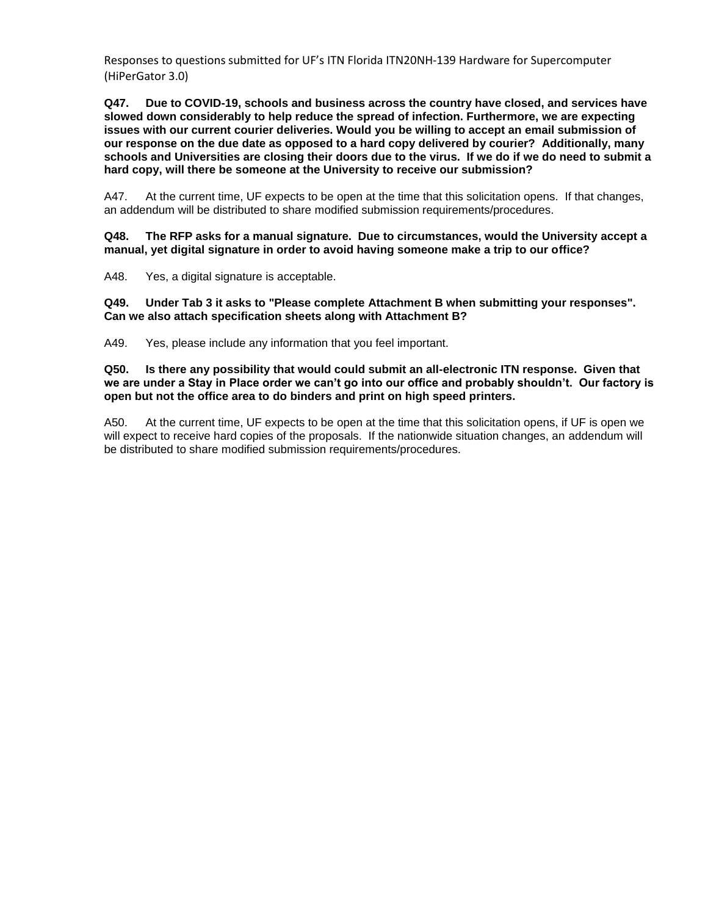Responses to questions submitted for UF's ITN Florida ITN20NH-139 Hardware for Supercomputer (HiPerGator 3.0)

**Q47. Due to COVID-19, schools and business across the country have closed, and services have slowed down considerably to help reduce the spread of infection. Furthermore, we are expecting issues with our current courier deliveries. Would you be willing to accept an email submission of our response on the due date as opposed to a hard copy delivered by courier? Additionally, many schools and Universities are closing their doors due to the virus. If we do if we do need to submit a hard copy, will there be someone at the University to receive our submission?**

A47. At the current time, UF expects to be open at the time that this solicitation opens. If that changes, an addendum will be distributed to share modified submission requirements/procedures.

**Q48. The RFP asks for a manual signature. Due to circumstances, would the University accept a manual, yet digital signature in order to avoid having someone make a trip to our office?**

A48. Yes, a digital signature is acceptable.

**Q49. Under Tab 3 it asks to "Please complete Attachment B when submitting your responses". Can we also attach specification sheets along with Attachment B?**

A49. Yes, please include any information that you feel important.

**Q50. Is there any possibility that would could submit an all-electronic ITN response. Given that we are under a Stay in Place order we can't go into our office and probably shouldn't. Our factory is open but not the office area to do binders and print on high speed printers.**

A50. At the current time, UF expects to be open at the time that this solicitation opens, if UF is open we will expect to receive hard copies of the proposals. If the nationwide situation changes, an addendum will be distributed to share modified submission requirements/procedures.